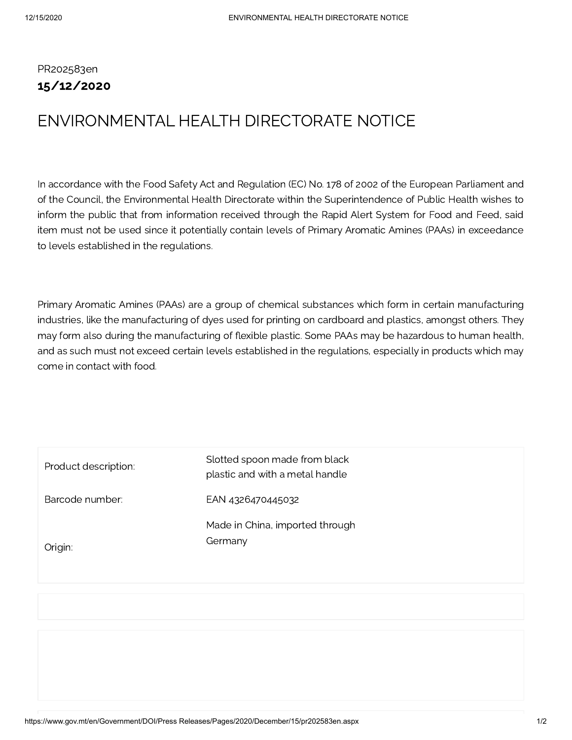PR202583en

**15/12/2020**

# ENVIRONMENTAL HEALTH DIRECTORATE NOTICE

In accordance with the Food Safety Act and Regulation (EC) No. 178 of 2002 of the European Parliament and of the Council, the Environmental Health Directorate within the Superintendence of Public Health wishes to inform the public that from information received through the Rapid Alert System for Food and Feed, said item must not be used since it potentially contain levels of Primary Aromatic Amines (PAAs) in exceedance to levels established in the regulations.

Primary Aromatic Amines (PAAs) are a group of chemical substances which form in certain manufacturing industries, like the manufacturing of dyes used for printing on cardboard and plastics, amongst others. They may form also during the manufacturing of flexible plastic. Some PAAs may be hazardous to human health, and as such must not exceed certain levels established in the regulations, especially in products which may come in contact with food.

| | |
|---|---|
| Product description: | Slotted spoon made from black plastic and with a metal handle |
| Barcode number: | EAN 4326470445032 |
| Origin: | Made in China, imported through Germany |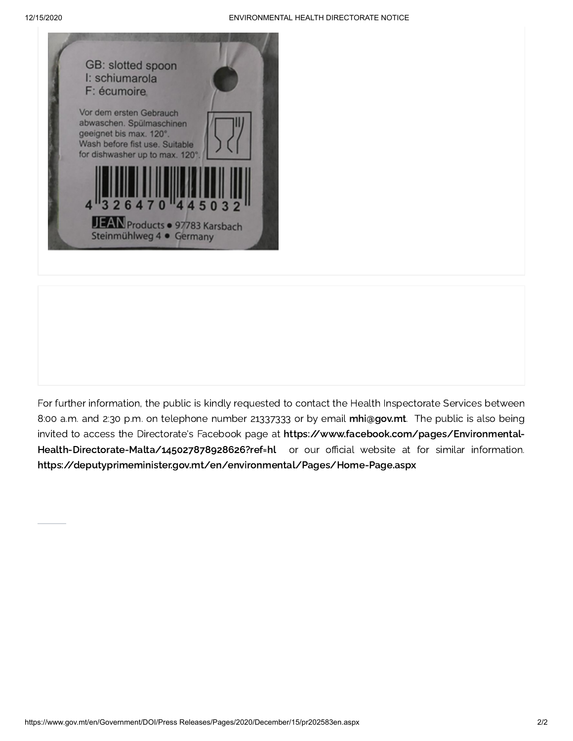GB: slotted spoon
I: schiumarola
F: écumoire

Vor dem ersten Gebrauch abwaschen. Spülmaschinen geeignet bis max. 120°.
Wash before fist use. Suitable for dishwasher up to max. 120°.

4 326470 445032

JEAN Products • 97783 Karsbach
Steinmühlweg 4 • Germany

For further information, the public is kindly requested to contact the Health Inspectorate Services between 8:00 a.m. and 2:30 p.m. on telephone number 21337333 or by email **mhi@gov.mt**. The public is also being invited to access the Directorate's Facebook page at **https://www.facebook.com/pages/Environmental-Health-Directorate-Malta/145027878928626?ref=hl** or our official website at for similar information. **https://deputyprimeminister.gov.mt/en/environmental/Pages/Home-Page.aspx**